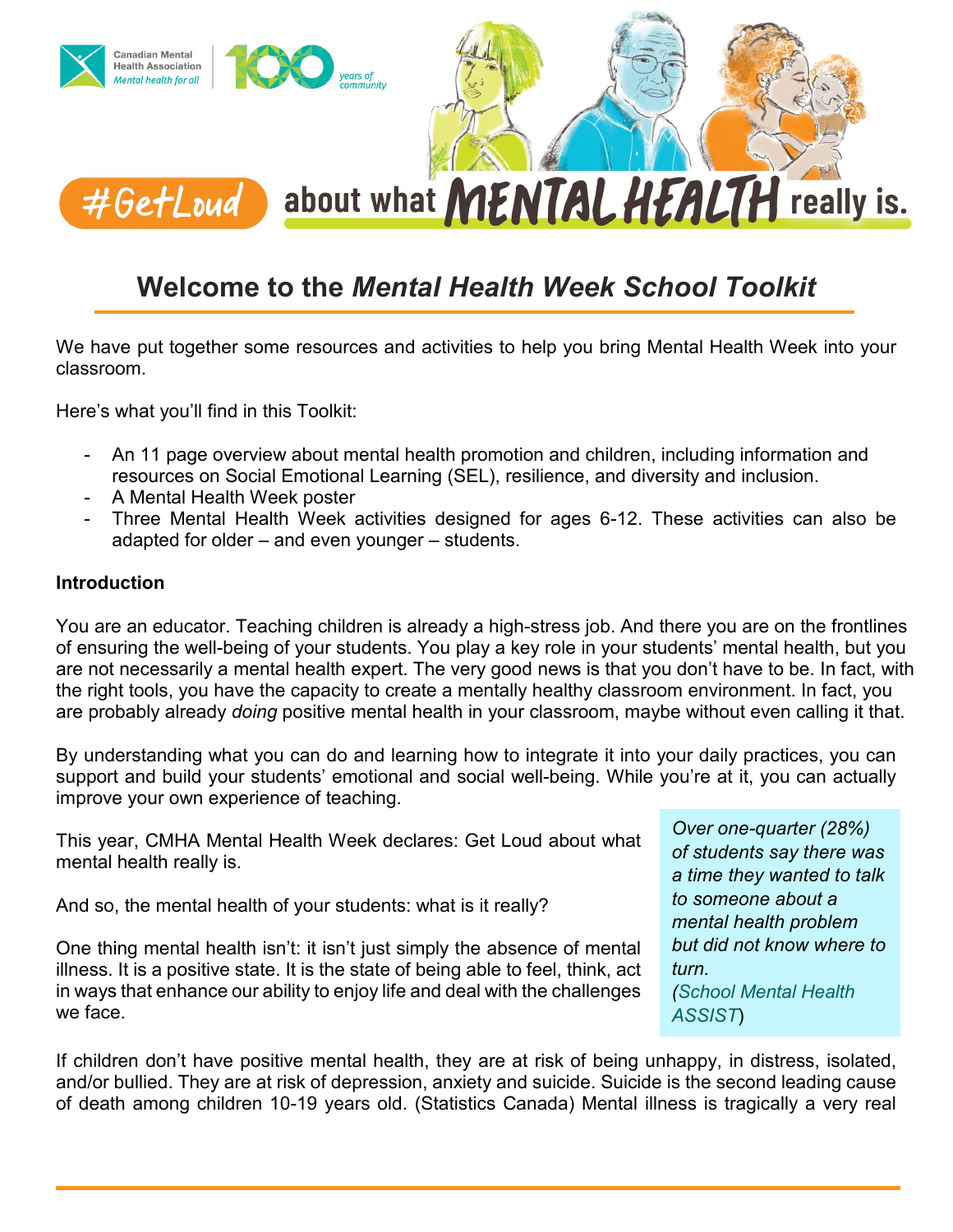Canadian Mental Health Association
*Mental health for all*

100 years of community

#GetLoud about what MENTAL HEALTH really is.

# Welcome to the *Mental Health Week School Toolkit*

We have put together some resources and activities to help you bring Mental Health Week into your classroom.

Here's what you'll find in this Toolkit:

- An 11 page overview about mental health promotion and children, including information and resources on Social Emotional Learning (SEL), resilience, and diversity and inclusion.
- A Mental Health Week poster
- Three Mental Health Week activities designed for ages 6-12. These activities can also be adapted for older – and even younger – students.

**Introduction**

You are an educator. Teaching children is already a high-stress job. And there you are on the frontlines of ensuring the well-being of your students. You play a key role in your students' mental health, but you are not necessarily a mental health expert. The very good news is that you don't have to be. In fact, with the right tools, you have the capacity to create a mentally healthy classroom environment. In fact, you are probably already *doing* positive mental health in your classroom, maybe without even calling it that.

By understanding what you can do and learning how to integrate it into your daily practices, you can support and build your students' emotional and social well-being. While you're at it, you can actually improve your own experience of teaching.

This year, CMHA Mental Health Week declares: Get Loud about what mental health really is.

And so, the mental health of your students: what is it really?

One thing mental health isn't: it isn't just simply the absence of mental illness. It is a positive state. It is the state of being able to feel, think, act in ways that enhance our ability to enjoy life and deal with the challenges we face.

*Over one-quarter (28%) of students say there was a time they wanted to talk to someone about a mental health problem but did not know where to turn. (School Mental Health ASSIST)*

If children don't have positive mental health, they are at risk of being unhappy, in distress, isolated, and/or bullied. They are at risk of depression, anxiety and suicide. Suicide is the second leading cause of death among children 10-19 years old. (Statistics Canada) Mental illness is tragically a very real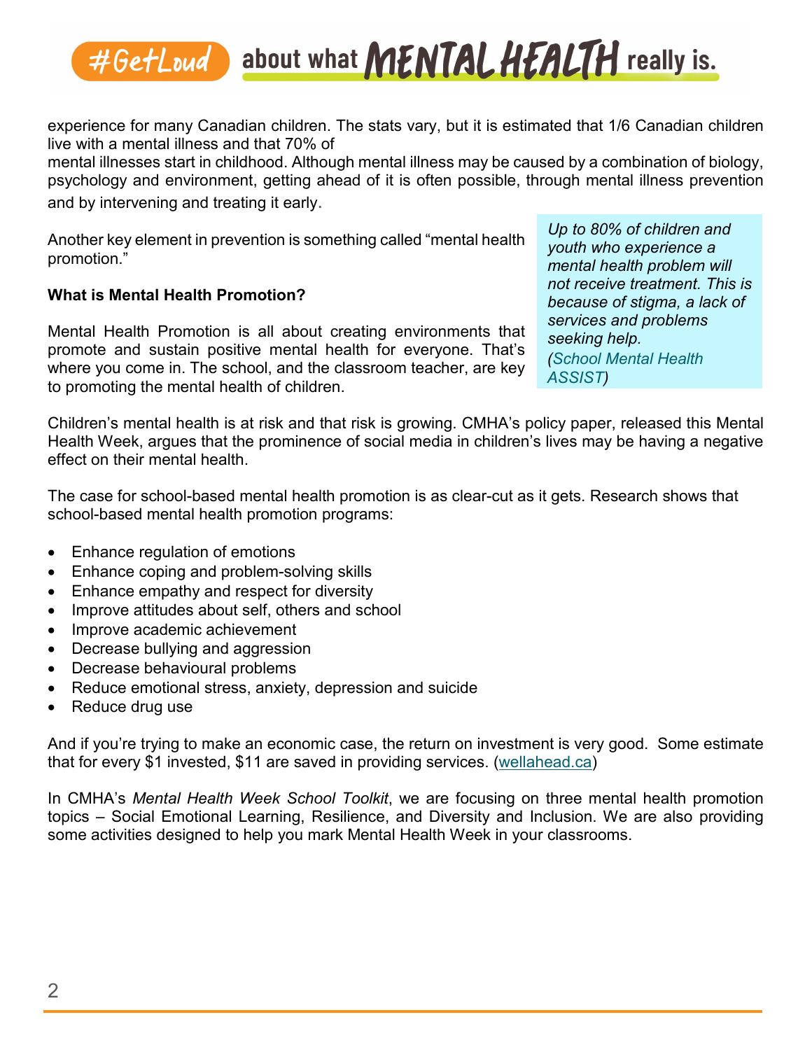experience for many Canadian children. The stats vary, but it is estimated that 1/6 Canadian children live with a mental illness and that 70% of mental illnesses start in childhood. Although mental illness may be caused by a combination of biology, psychology and environment, getting ahead of it is often possible, through mental illness prevention and by intervening and treating it early.

Another key element in prevention is something called "mental health promotion."

*Up to 80% of children and youth who experience a mental health problem will not receive treatment. This is because of stigma, a lack of services and problems seeking help. (School Mental Health ASSIST)*

**What is Mental Health Promotion?**

Mental Health Promotion is all about creating environments that promote and sustain positive mental health for everyone. That's where you come in. The school, and the classroom teacher, are key to promoting the mental health of children.

Children's mental health is at risk and that risk is growing. CMHA's policy paper, released this Mental Health Week, argues that the prominence of social media in children's lives may be having a negative effect on their mental health.

The case for school-based mental health promotion is as clear-cut as it gets. Research shows that school-based mental health promotion programs:

- Enhance regulation of emotions
- Enhance coping and problem-solving skills
- Enhance empathy and respect for diversity
- Improve attitudes about self, others and school
- Improve academic achievement
- Decrease bullying and aggression
- Decrease behavioural problems
- Reduce emotional stress, anxiety, depression and suicide
- Reduce drug use

And if you're trying to make an economic case, the return on investment is very good. Some estimate that for every $1 invested, $11 are saved in providing services. (wellahead.ca)

In CMHA's *Mental Health Week School Toolkit*, we are focusing on three mental health promotion topics – Social Emotional Learning, Resilience, and Diversity and Inclusion. We are also providing some activities designed to help you mark Mental Health Week in your classrooms.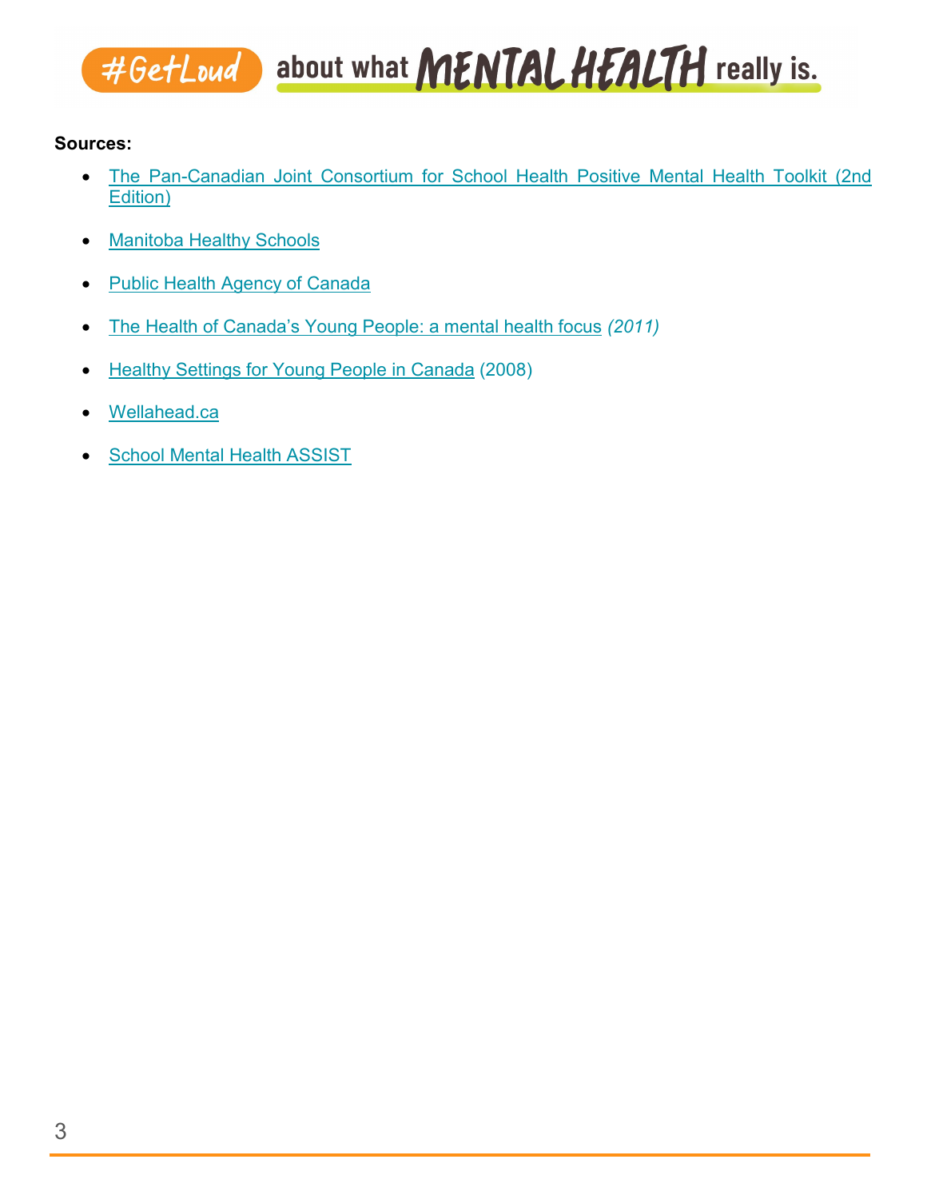**Sources:**

- The Pan-Canadian Joint Consortium for School Health Positive Mental Health Toolkit (2nd Edition)
- Manitoba Healthy Schools
- Public Health Agency of Canada
- The Health of Canada's Young People: a mental health focus *(2011)*
- Healthy Settings for Young People in Canada (2008)
- Wellahead.ca
- School Mental Health ASSIST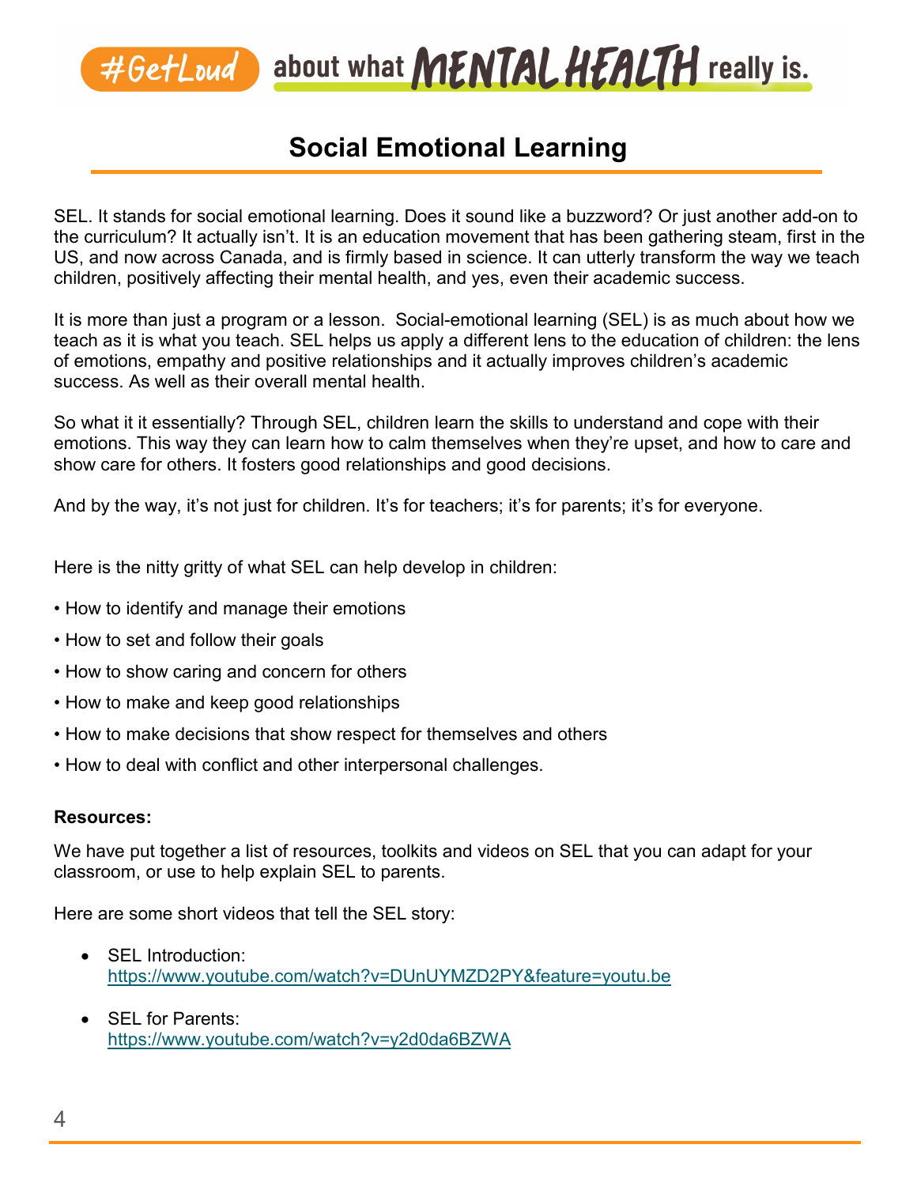# Social Emotional Learning

SEL. It stands for social emotional learning. Does it sound like a buzzword? Or just another add-on to the curriculum? It actually isn't. It is an education movement that has been gathering steam, first in the US, and now across Canada, and is firmly based in science. It can utterly transform the way we teach children, positively affecting their mental health, and yes, even their academic success.

It is more than just a program or a lesson. Social-emotional learning (SEL) is as much about how we teach as it is what you teach. SEL helps us apply a different lens to the education of children: the lens of emotions, empathy and positive relationships and it actually improves children's academic success. As well as their overall mental health.

So what it it essentially? Through SEL, children learn the skills to understand and cope with their emotions. This way they can learn how to calm themselves when they're upset, and how to care and show care for others. It fosters good relationships and good decisions.

And by the way, it's not just for children. It's for teachers; it's for parents; it's for everyone.

Here is the nitty gritty of what SEL can help develop in children:

- How to identify and manage their emotions
- How to set and follow their goals
- How to show caring and concern for others
- How to make and keep good relationships
- How to make decisions that show respect for themselves and others
- How to deal with conflict and other interpersonal challenges.

**Resources:**

We have put together a list of resources, toolkits and videos on SEL that you can adapt for your classroom, or use to help explain SEL to parents.

Here are some short videos that tell the SEL story:

- SEL Introduction:
  https://www.youtube.com/watch?v=DUnUYMZD2PY&feature=youtu.be
- SEL for Parents:
  https://www.youtube.com/watch?v=y2d0da6BZWA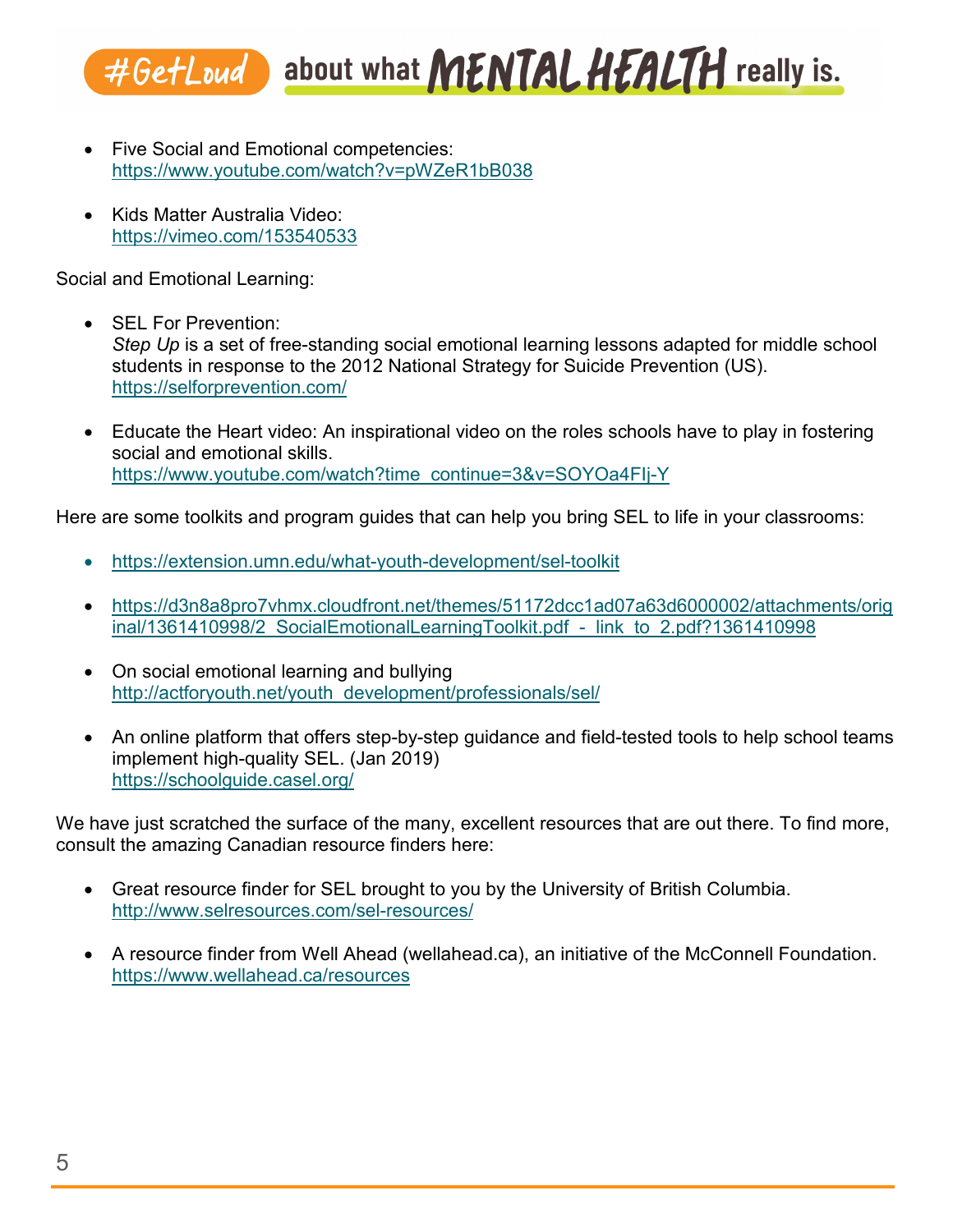- Five Social and Emotional competencies: https://www.youtube.com/watch?v=pWZeR1bB038

- Kids Matter Australia Video: https://vimeo.com/153540533

Social and Emotional Learning:

- SEL For Prevention:
  *Step Up* is a set of free-standing social emotional learning lessons adapted for middle school students in response to the 2012 National Strategy for Suicide Prevention (US). https://selforprevention.com/

- Educate the Heart video: An inspirational video on the roles schools have to play in fostering social and emotional skills. https://www.youtube.com/watch?time_continue=3&v=SOYOa4FIj-Y

Here are some toolkits and program guides that can help you bring SEL to life in your classrooms:

- https://extension.umn.edu/what-youth-development/sel-toolkit

- https://d3n8a8pro7vhmx.cloudfront.net/themes/51172dcc1ad07a63d6000002/attachments/original/1361410998/2_SocialEmotionalLearningToolkit.pdf_-_link_to_2.pdf?1361410998

- On social emotional learning and bullying http://actforyouth.net/youth_development/professionals/sel/

- An online platform that offers step-by-step guidance and field-tested tools to help school teams implement high-quality SEL. (Jan 2019) https://schoolguide.casel.org/

We have just scratched the surface of the many, excellent resources that are out there. To find more, consult the amazing Canadian resource finders here:

- Great resource finder for SEL brought to you by the University of British Columbia. http://www.selresources.com/sel-resources/

- A resource finder from Well Ahead (wellahead.ca), an initiative of the McConnell Foundation. https://www.wellahead.ca/resources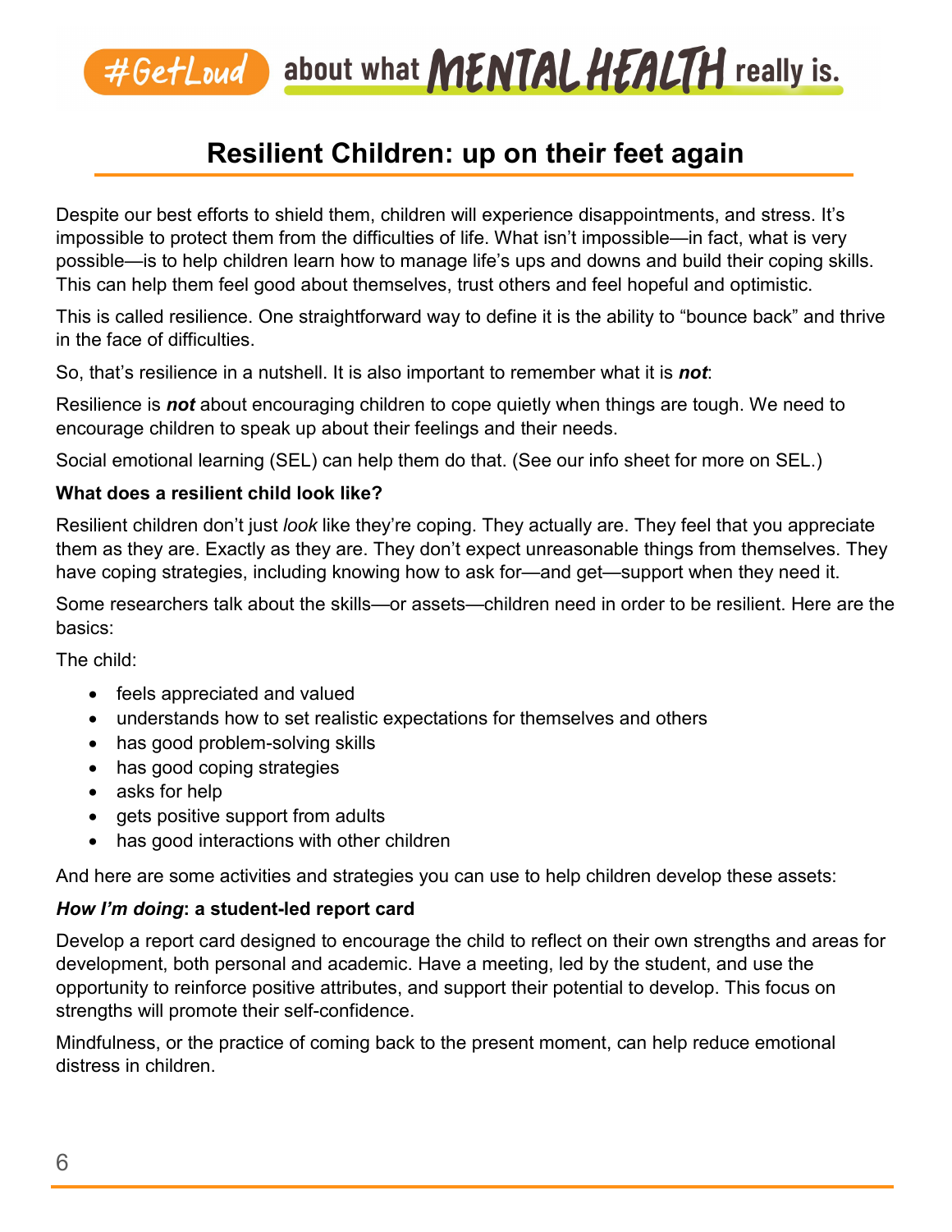# Resilient Children: up on their feet again

Despite our best efforts to shield them, children will experience disappointments, and stress. It's impossible to protect them from the difficulties of life. What isn't impossible—in fact, what is very possible—is to help children learn how to manage life's ups and downs and build their coping skills. This can help them feel good about themselves, trust others and feel hopeful and optimistic.

This is called resilience. One straightforward way to define it is the ability to "bounce back" and thrive in the face of difficulties.

So, that's resilience in a nutshell. It is also important to remember what it is ***not***:

Resilience is ***not*** about encouraging children to cope quietly when things are tough. We need to encourage children to speak up about their feelings and their needs.

Social emotional learning (SEL) can help them do that. (See our info sheet for more on SEL.)

**What does a resilient child look like?**

Resilient children don't just *look* like they're coping. They actually are. They feel that you appreciate them as they are. Exactly as they are. They don't expect unreasonable things from themselves. They have coping strategies, including knowing how to ask for—and get—support when they need it.

Some researchers talk about the skills—or assets—children need in order to be resilient. Here are the basics:

The child:

- feels appreciated and valued
- understands how to set realistic expectations for themselves and others
- has good problem-solving skills
- has good coping strategies
- asks for help
- gets positive support from adults
- has good interactions with other children

And here are some activities and strategies you can use to help children develop these assets:

***How I'm doing*: a student-led report card**

Develop a report card designed to encourage the child to reflect on their own strengths and areas for development, both personal and academic. Have a meeting, led by the student, and use the opportunity to reinforce positive attributes, and support their potential to develop. This focus on strengths will promote their self-confidence.

Mindfulness, or the practice of coming back to the present moment, can help reduce emotional distress in children.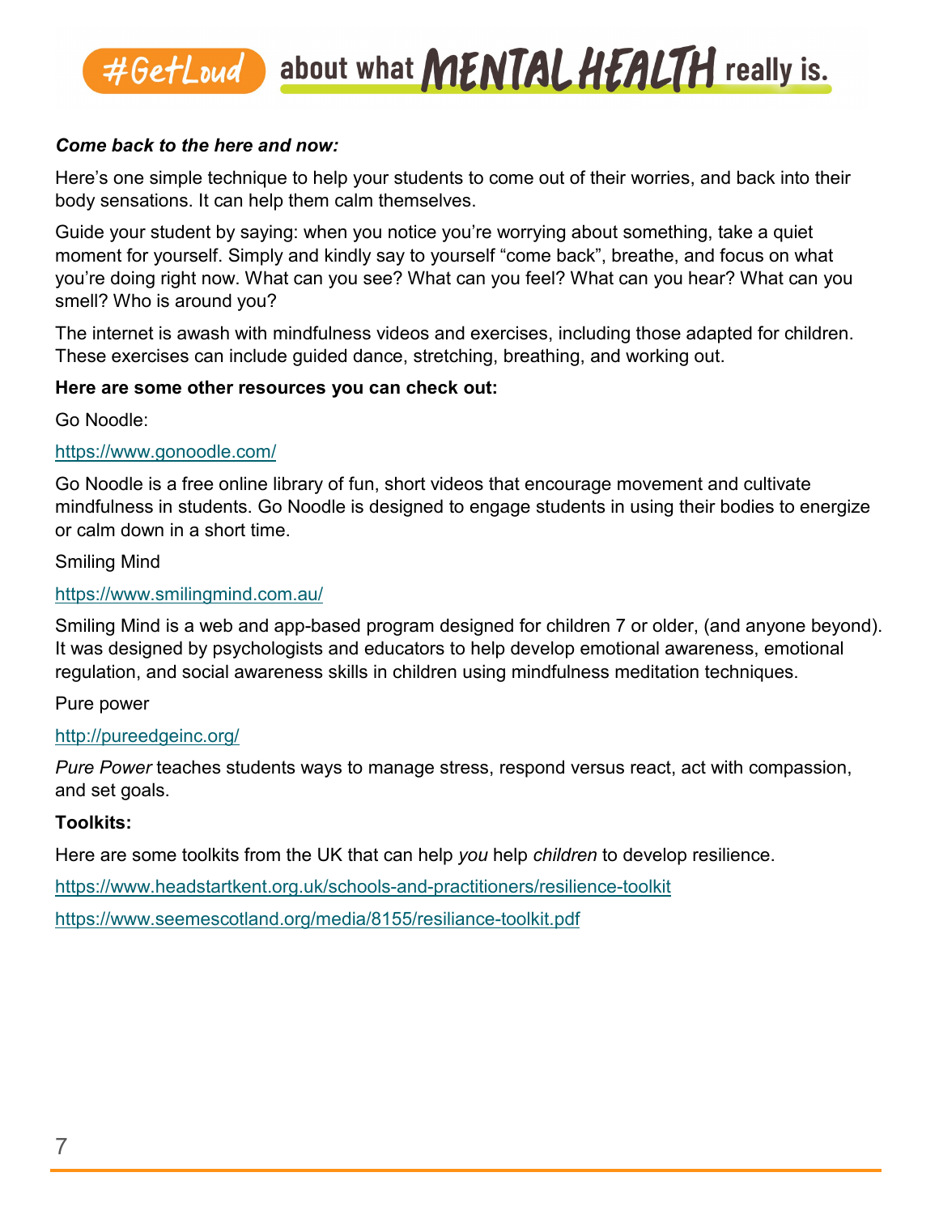***Come back to the here and now:***

Here's one simple technique to help your students to come out of their worries, and back into their body sensations. It can help them calm themselves.

Guide your student by saying: when you notice you're worrying about something, take a quiet moment for yourself. Simply and kindly say to yourself "come back", breathe, and focus on what you're doing right now. What can you see? What can you feel? What can you hear? What can you smell? Who is around you?

The internet is awash with mindfulness videos and exercises, including those adapted for children. These exercises can include guided dance, stretching, breathing, and working out.

**Here are some other resources you can check out:**

Go Noodle:

https://www.gonoodle.com/

Go Noodle is a free online library of fun, short videos that encourage movement and cultivate mindfulness in students. Go Noodle is designed to engage students in using their bodies to energize or calm down in a short time.

Smiling Mind

https://www.smilingmind.com.au/

Smiling Mind is a web and app-based program designed for children 7 or older, (and anyone beyond). It was designed by psychologists and educators to help develop emotional awareness, emotional regulation, and social awareness skills in children using mindfulness meditation techniques.

Pure power

http://pureedgeinc.org/

*Pure Power* teaches students ways to manage stress, respond versus react, act with compassion, and set goals.

**Toolkits:**

Here are some toolkits from the UK that can help *you* help *children* to develop resilience.

https://www.headstartkent.org.uk/schools-and-practitioners/resilience-toolkit

https://www.seemescotland.org/media/8155/resiliance-toolkit.pdf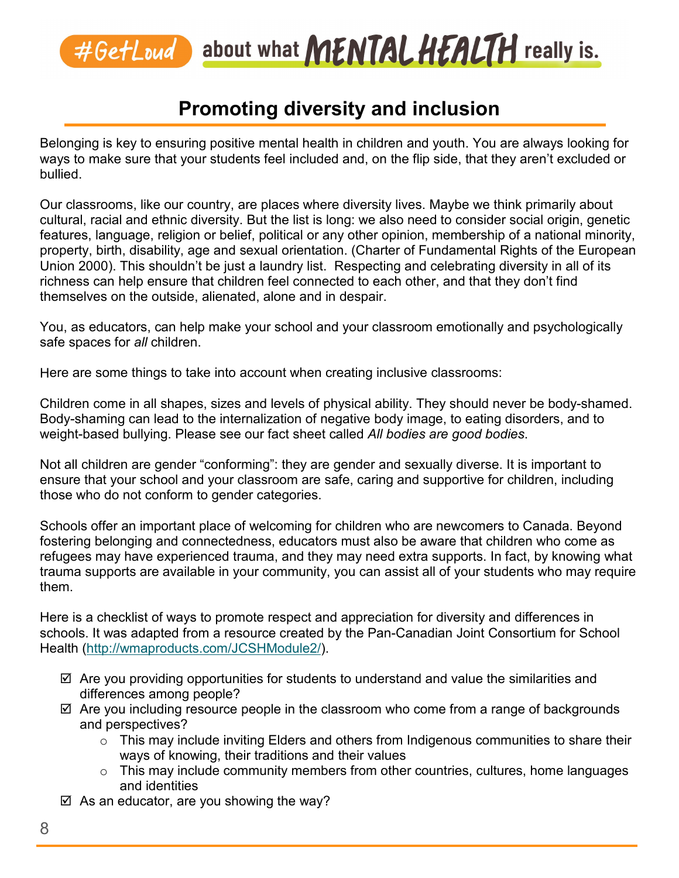# Promoting diversity and inclusion

Belonging is key to ensuring positive mental health in children and youth. You are always looking for ways to make sure that your students feel included and, on the flip side, that they aren't excluded or bullied.

Our classrooms, like our country, are places where diversity lives. Maybe we think primarily about cultural, racial and ethnic diversity. But the list is long: we also need to consider social origin, genetic features, language, religion or belief, political or any other opinion, membership of a national minority, property, birth, disability, age and sexual orientation. (Charter of Fundamental Rights of the European Union 2000). This shouldn't be just a laundry list. Respecting and celebrating diversity in all of its richness can help ensure that children feel connected to each other, and that they don't find themselves on the outside, alienated, alone and in despair.

You, as educators, can help make your school and your classroom emotionally and psychologically safe spaces for *all* children.

Here are some things to take into account when creating inclusive classrooms:

Children come in all shapes, sizes and levels of physical ability. They should never be body-shamed. Body-shaming can lead to the internalization of negative body image, to eating disorders, and to weight-based bullying. Please see our fact sheet called *All bodies are good bodies*.

Not all children are gender "conforming": they are gender and sexually diverse. It is important to ensure that your school and your classroom are safe, caring and supportive for children, including those who do not conform to gender categories.

Schools offer an important place of welcoming for children who are newcomers to Canada. Beyond fostering belonging and connectedness, educators must also be aware that children who come as refugees may have experienced trauma, and they may need extra supports. In fact, by knowing what trauma supports are available in your community, you can assist all of your students who may require them.

Here is a checklist of ways to promote respect and appreciation for diversity and differences in schools. It was adapted from a resource created by the Pan-Canadian Joint Consortium for School Health (http://wmaproducts.com/JCSHModule2/).

- ☑ Are you providing opportunities for students to understand and value the similarities and differences among people?
- ☑ Are you including resource people in the classroom who come from a range of backgrounds and perspectives?
    - This may include inviting Elders and others from Indigenous communities to share their ways of knowing, their traditions and their values
    - This may include community members from other countries, cultures, home languages and identities
- ☑ As an educator, are you showing the way?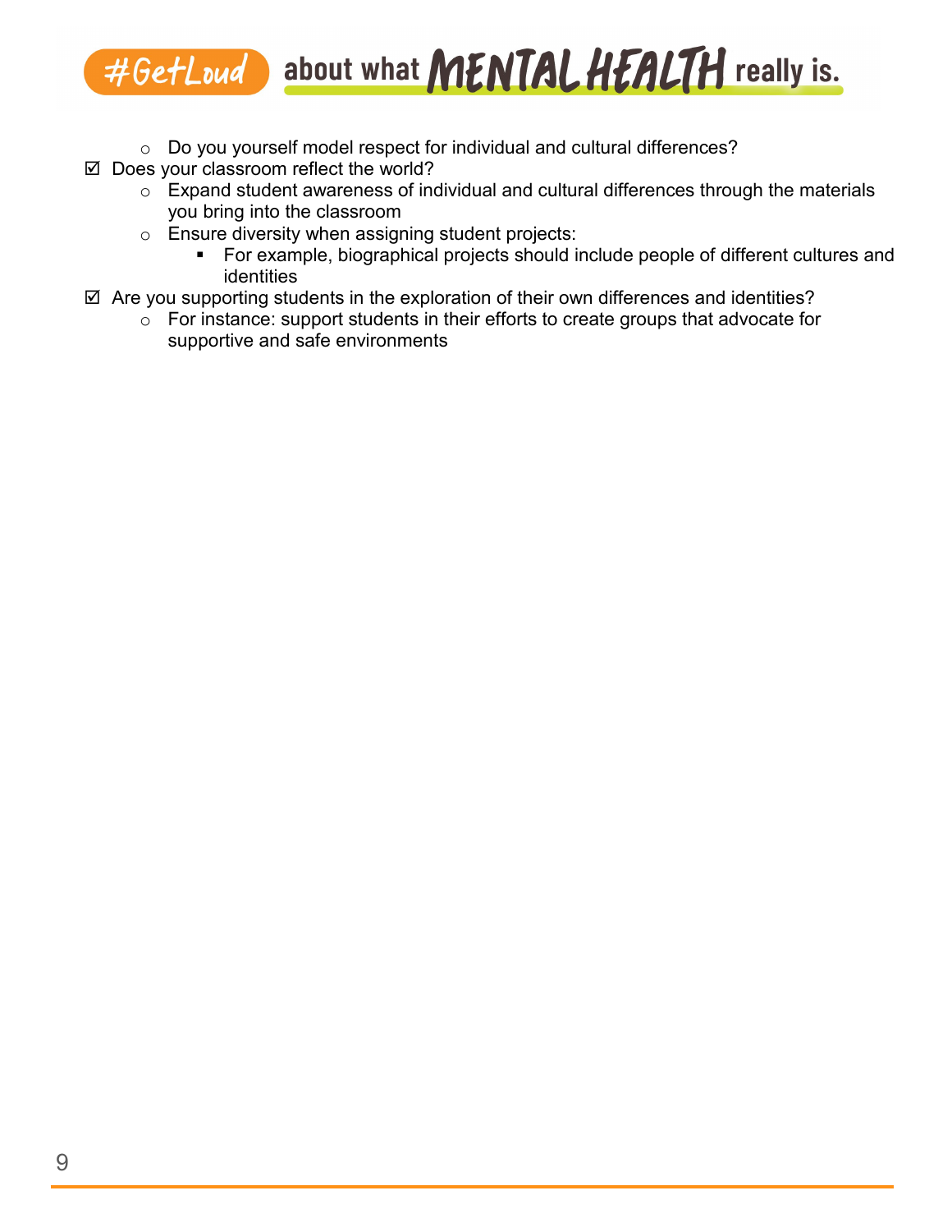- Do you yourself model respect for individual and cultural differences?
- ☑ Does your classroom reflect the world?
    - Expand student awareness of individual and cultural differences through the materials you bring into the classroom
    - Ensure diversity when assigning student projects:
        - For example, biographical projects should include people of different cultures and identities
- ☑ Are you supporting students in the exploration of their own differences and identities?
    - For instance: support students in their efforts to create groups that advocate for supportive and safe environments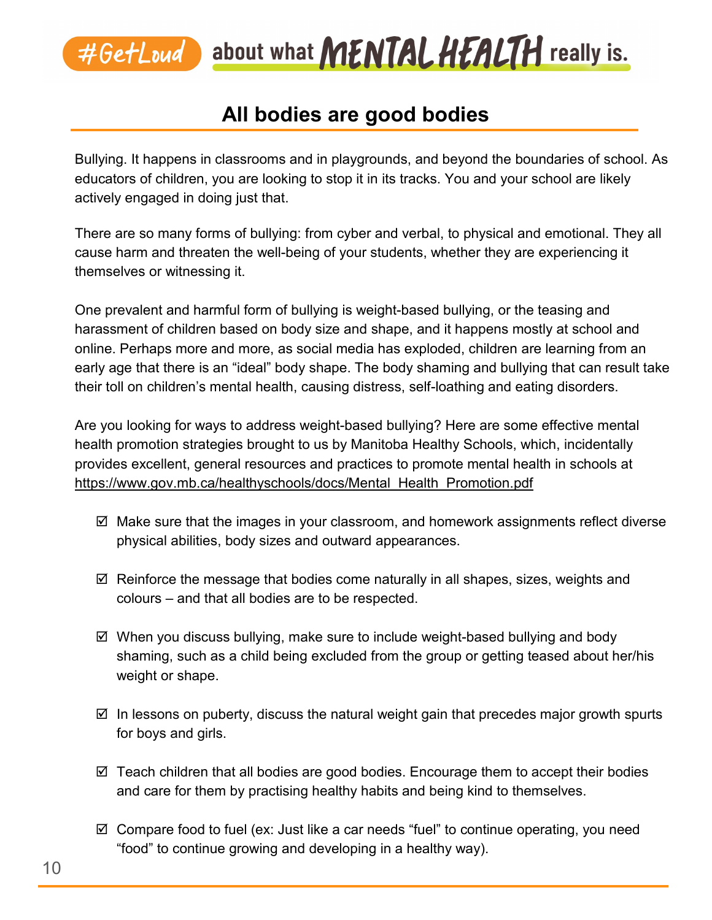## All bodies are good bodies

Bullying. It happens in classrooms and in playgrounds, and beyond the boundaries of school. As educators of children, you are looking to stop it in its tracks. You and your school are likely actively engaged in doing just that.

There are so many forms of bullying: from cyber and verbal, to physical and emotional. They all cause harm and threaten the well-being of your students, whether they are experiencing it themselves or witnessing it.

One prevalent and harmful form of bullying is weight-based bullying, or the teasing and harassment of children based on body size and shape, and it happens mostly at school and online. Perhaps more and more, as social media has exploded, children are learning from an early age that there is an "ideal" body shape. The body shaming and bullying that can result take their toll on children's mental health, causing distress, self-loathing and eating disorders.

Are you looking for ways to address weight-based bullying? Here are some effective mental health promotion strategies brought to us by Manitoba Healthy Schools, which, incidentally provides excellent, general resources and practices to promote mental health in schools at https://www.gov.mb.ca/healthyschools/docs/Mental_Health_Promotion.pdf

- ☑ Make sure that the images in your classroom, and homework assignments reflect diverse physical abilities, body sizes and outward appearances.
- ☑ Reinforce the message that bodies come naturally in all shapes, sizes, weights and colours – and that all bodies are to be respected.
- ☑ When you discuss bullying, make sure to include weight-based bullying and body shaming, such as a child being excluded from the group or getting teased about her/his weight or shape.
- ☑ In lessons on puberty, discuss the natural weight gain that precedes major growth spurts for boys and girls.
- ☑ Teach children that all bodies are good bodies. Encourage them to accept their bodies and care for them by practising healthy habits and being kind to themselves.
- ☑ Compare food to fuel (ex: Just like a car needs "fuel" to continue operating, you need "food" to continue growing and developing in a healthy way).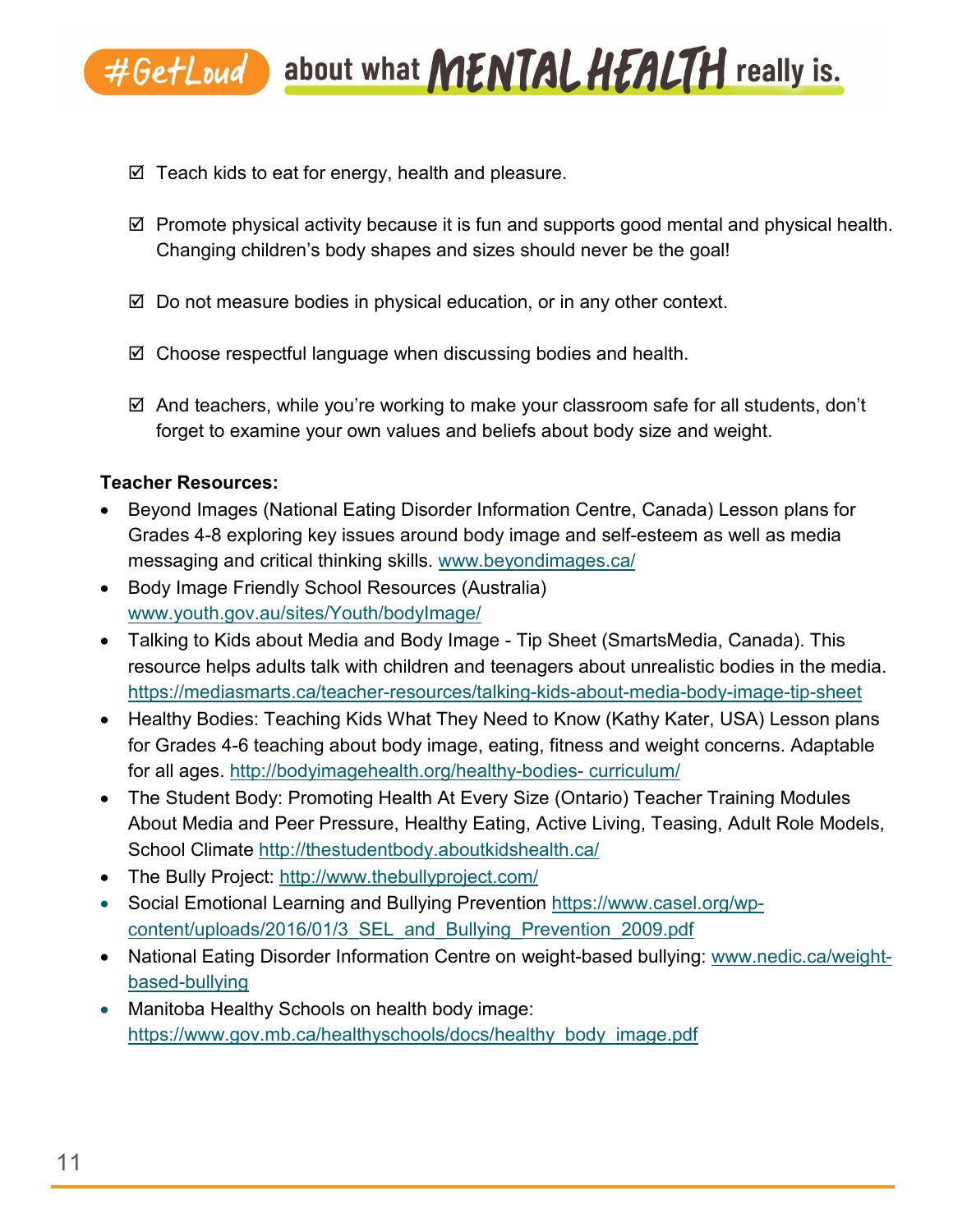- ☑ Teach kids to eat for energy, health and pleasure.
- ☑ Promote physical activity because it is fun and supports good mental and physical health. Changing children's body shapes and sizes should never be the goal!
- ☑ Do not measure bodies in physical education, or in any other context.
- ☑ Choose respectful language when discussing bodies and health.
- ☑ And teachers, while you're working to make your classroom safe for all students, don't forget to examine your own values and beliefs about body size and weight.

**Teacher Resources:**

- Beyond Images (National Eating Disorder Information Centre, Canada) Lesson plans for Grades 4-8 exploring key issues around body image and self-esteem as well as media messaging and critical thinking skills. www.beyondimages.ca/
- Body Image Friendly School Resources (Australia) www.youth.gov.au/sites/Youth/bodyImage/
- Talking to Kids about Media and Body Image - Tip Sheet (SmartsMedia, Canada). This resource helps adults talk with children and teenagers about unrealistic bodies in the media. https://mediasmarts.ca/teacher-resources/talking-kids-about-media-body-image-tip-sheet
- Healthy Bodies: Teaching Kids What They Need to Know (Kathy Kater, USA) Lesson plans for Grades 4-6 teaching about body image, eating, fitness and weight concerns. Adaptable for all ages. http://bodyimagehealth.org/healthy-bodies- curriculum/
- The Student Body: Promoting Health At Every Size (Ontario) Teacher Training Modules About Media and Peer Pressure, Healthy Eating, Active Living, Teasing, Adult Role Models, School Climate http://thestudentbody.aboutkidshealth.ca/
- The Bully Project: http://www.thebullyproject.com/
- Social Emotional Learning and Bullying Prevention https://www.casel.org/wp-content/uploads/2016/01/3_SEL_and_Bullying_Prevention_2009.pdf
- National Eating Disorder Information Centre on weight-based bullying: www.nedic.ca/weight-based-bullying
- Manitoba Healthy Schools on health body image: https://www.gov.mb.ca/healthyschools/docs/healthy_body_image.pdf